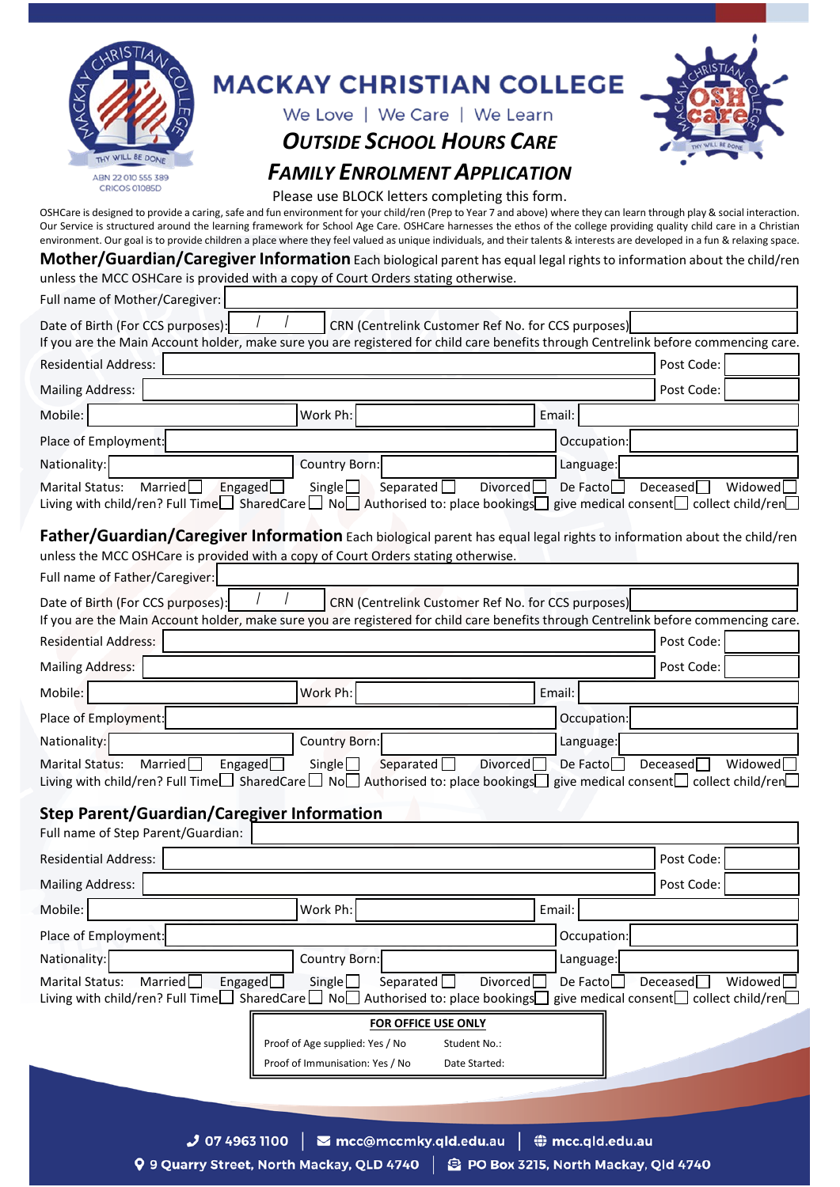# MACKAY CHRISTIAN COLLEGE

We Love | We Care | We Learn

## *OUTSIDE SCHOOL HOURS CARE*

## *FAMILY ENROLMENT APPLICATION*

ABN 22 010 555 389
CRICOS 01085D

Please use BLOCK letters completing this form.

OSHCare is designed to provide a caring, safe and fun environment for your child/ren (Prep to Year 7 and above) where they can learn through play & social interaction. Our Service is structured around the learning framework for School Age Care. OSHCare harnesses the ethos of the college providing quality child care in a Christian environment. Our goal is to provide children a place where they feel valued as unique individuals, and their talents & interests are developed in a fun & relaxing space.

### Mother/Guardian/Caregiver Information

Each biological parent has equal legal rights to information about the child/ren unless the MCC OSHCare is provided with a copy of Court Orders stating otherwise.

Full name of Mother/Caregiver:

Date of Birth (For CCS purposes): / / CRN (Centrelink Customer Ref No. for CCS purposes)

If you are the Main Account holder, make sure you are registered for child care benefits through Centrelink before commencing care.

Residential Address: Post Code:

Mailing Address: Post Code:

Mobile: Work Ph: Email:

Place of Employment: Occupation:

Nationality: Country Born: Language:

Marital Status: Married ☐ Engaged ☐ Single ☐ Separated ☐ Divorced ☐ De Facto ☐ Deceased ☐ Widowed ☐

Living with child/ren? Full Time ☐ SharedCare ☐ No ☐ Authorised to: place bookings ☐ give medical consent ☐ collect child/ren ☐

### Father/Guardian/Caregiver Information

Each biological parent has equal legal rights to information about the child/ren unless the MCC OSHCare is provided with a copy of Court Orders stating otherwise.

Full name of Father/Caregiver:

Date of Birth (For CCS purposes): / / CRN (Centrelink Customer Ref No. for CCS purposes)

If you are the Main Account holder, make sure you are registered for child care benefits through Centrelink before commencing care.

Residential Address: Post Code:

Mailing Address: Post Code:

Mobile: Work Ph: Email:

Place of Employment: Occupation:

Nationality: Country Born: Language:

Marital Status: Married ☐ Engaged ☐ Single ☐ Separated ☐ Divorced ☐ De Facto ☐ Deceased ☐ Widowed ☐

Living with child/ren? Full Time ☐ SharedCare ☐ No ☐ Authorised to: place bookings ☐ give medical consent ☐ collect child/ren ☐

### Step Parent/Guardian/Caregiver Information

Full name of Step Parent/Guardian:

Residential Address: Post Code:

Mailing Address: Post Code:

Mobile: Work Ph: Email:

Place of Employment: Occupation:

Nationality: Country Born: Language:

Marital Status: Married ☐ Engaged ☐ Single ☐ Separated ☐ Divorced ☐ De Facto ☐ Deceased ☐ Widowed ☐

Living with child/ren? Full Time ☐ SharedCare ☐ No ☐ Authorised to: place bookings ☐ give medical consent ☐ collect child/ren ☐

| FOR OFFICE USE ONLY | |
|---|---|
| Proof of Age supplied: Yes / No | Student No.: |
| Proof of Immunisation: Yes / No | Date Started: |

07 4963 1100 | mcc@mccmky.qld.edu.au | mcc.qld.edu.au

9 Quarry Street, North Mackay, QLD 4740 | PO Box 3215, North Mackay, Qld 4740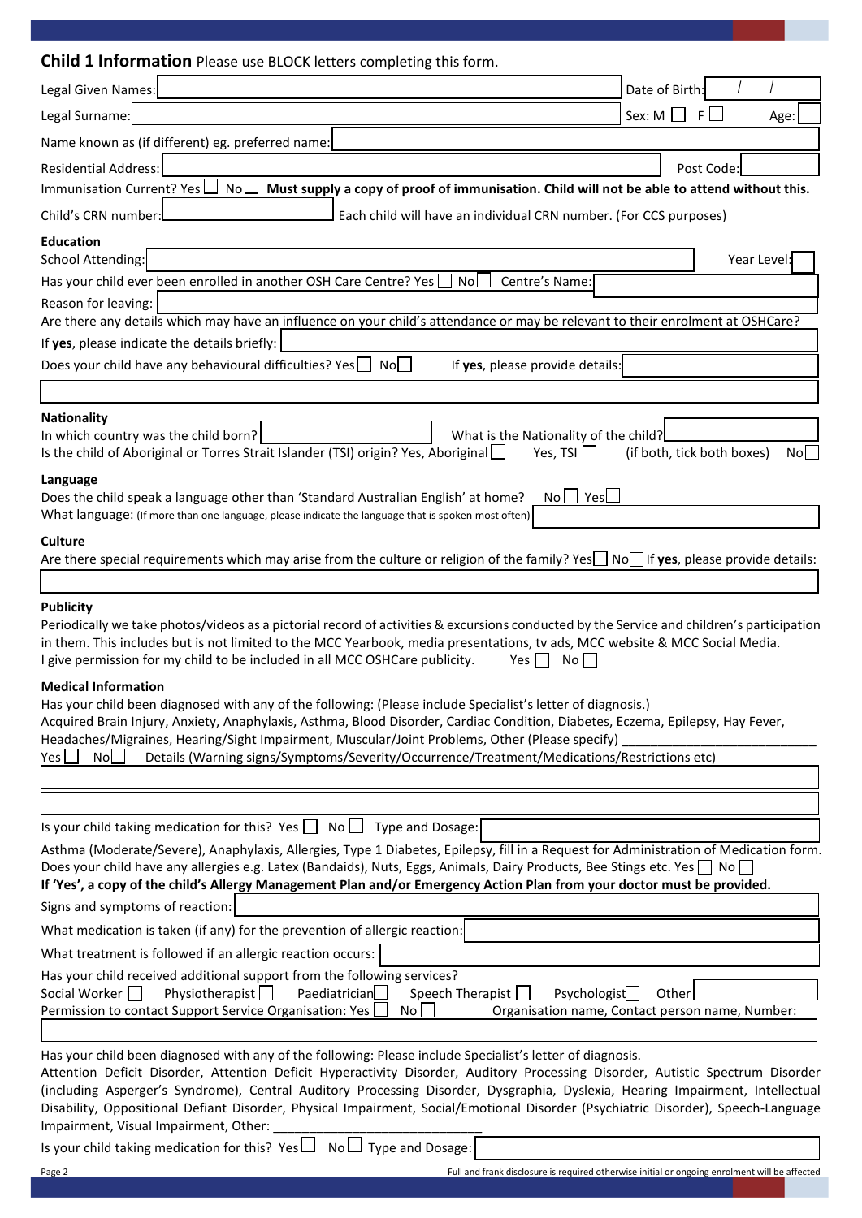## Child 1 Information

Please use BLOCK letters completing this form.

Legal Given Names: ____________________ Date of Birth: / /

Legal Surname: ____________________ Sex: M ☐ F ☐ Age: ____

Name known as (if different) eg. preferred name: ____________________

Residential Address: ____________________ Post Code: ____

Immunisation Current? Yes ☐ No ☐ **Must supply a copy of proof of immunisation. Child will not be able to attend without this.**

Child's CRN number: ____________ Each child will have an individual CRN number. (For CCS purposes)

### Education

School Attending: ____________________ Year Level: ____

Has your child ever been enrolled in another OSH Care Centre? Yes ☐ No ☐ Centre's Name: ____________

Reason for leaving: ____________________

Are there any details which may have an influence on your child's attendance or may be relevant to their enrolment at OSHCare?

If **yes**, please indicate the details briefly: ____________________

Does your child have any behavioural difficulties? Yes ☐ No ☐ If **yes**, please provide details: ____________________

### Nationality

In which country was the child born? ____________ What is the Nationality of the child? ____________

Is the child of Aboriginal or Torres Strait Islander (TSI) origin? Yes, Aboriginal ☐ Yes, TSI ☐ (if both, tick both boxes) No ☐

### Language

Does the child speak a language other than 'Standard Australian English' at home? No ☐ Yes ☐

What language: (If more than one language, please indicate the language that is spoken most often) ____________

### Culture

Are there special requirements which may arise from the culture or religion of the family? Yes ☐ No ☐ If **yes**, please provide details:

____________________

### Publicity

Periodically we take photos/videos as a pictorial record of activities & excursions conducted by the Service and children's participation in them. This includes but is not limited to the MCC Yearbook, media presentations, tv ads, MCC website & MCC Social Media.

I give permission for my child to be included in all MCC OSHCare publicity. Yes ☐ No ☐

### Medical Information

Has your child been diagnosed with any of the following: (Please include Specialist's letter of diagnosis.)

Acquired Brain Injury, Anxiety, Anaphylaxis, Asthma, Blood Disorder, Cardiac Condition, Diabetes, Eczema, Epilepsy, Hay Fever, Headaches/Migraines, Hearing/Sight Impairment, Muscular/Joint Problems, Other (Please specify) ____________

Yes ☐ No ☐ Details (Warning signs/Symptoms/Severity/Occurrence/Treatment/Medications/Restrictions etc)

____________________

____________________

Is your child taking medication for this? Yes ☐ No ☐ Type and Dosage: ____________________

Asthma (Moderate/Severe), Anaphylaxis, Allergies, Type 1 Diabetes, Epilepsy, fill in a Request for Administration of Medication form.

Does your child have any allergies e.g. Latex (Bandaids), Nuts, Eggs, Animals, Dairy Products, Bee Stings etc. Yes ☐ No ☐

**If 'Yes', a copy of the child's Allergy Management Plan and/or Emergency Action Plan from your doctor must be provided.**

Signs and symptoms of reaction: ____________________

What medication is taken (if any) for the prevention of allergic reaction: ____________________

What treatment is followed if an allergic reaction occurs: ____________________

Has your child received additional support from the following services?

Social Worker ☐ Physiotherapist ☐ Paediatrician ☐ Speech Therapist ☐ Psychologist ☐ Other ____________

Permission to contact Support Service Organisation: Yes ☐ No ☐ Organisation name, Contact person name, Number:

____________________

Has your child been diagnosed with any of the following: Please include Specialist's letter of diagnosis.

Attention Deficit Disorder, Attention Deficit Hyperactivity Disorder, Auditory Processing Disorder, Autistic Spectrum Disorder (including Asperger's Syndrome), Central Auditory Processing Disorder, Dysgraphia, Dyslexia, Hearing Impairment, Intellectual Disability, Oppositional Defiant Disorder, Physical Impairment, Social/Emotional Disorder (Psychiatric Disorder), Speech-Language Impairment, Visual Impairment, Other: ____________

Is your child taking medication for this? Yes ☐ No ☐ Type and Dosage: ____________________

Full and frank disclosure is required otherwise initial or ongoing enrolment will be affected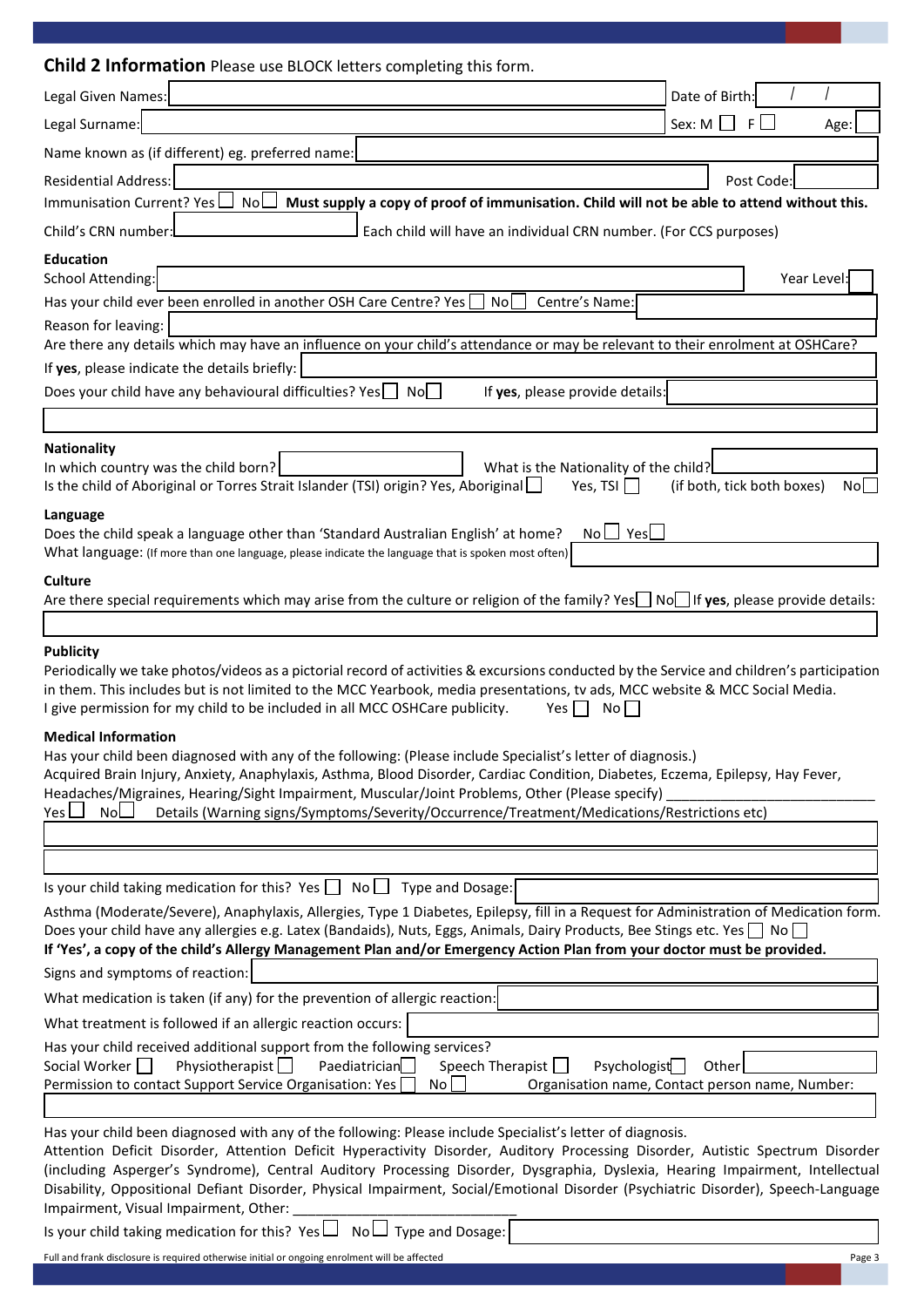## Child 2 Information

Please use BLOCK letters completing this form.

Legal Given Names: ______________________ Date of Birth: / /

Legal Surname: ______________________ Sex: M ☐ F ☐ Age: ____

Name known as (if different) eg. preferred name: ______________________

Residential Address: ______________________ Post Code: ____

Immunisation Current? Yes ☐ No ☐ **Must supply a copy of proof of immunisation. Child will not be able to attend without this.**

Child's CRN number: ____________ Each child will have an individual CRN number. (For CCS purposes)

### Education

School Attending: ______________________ Year Level: ____

Has your child ever been enrolled in another OSH Care Centre? Yes ☐ No ☐ Centre's Name: ____________

Reason for leaving: ______________________

Are there any details which may have an influence on your child's attendance or may be relevant to their enrolment at OSHCare?

If **yes**, please indicate the details briefly: ______________________

Does your child have any behavioural difficulties? Yes ☐ No ☐ If **yes**, please provide details: ____________

______________________

### Nationality

In which country was the child born? ____________ What is the Nationality of the child? ____________

Is the child of Aboriginal or Torres Strait Islander (TSI) origin? Yes, Aboriginal ☐ Yes, TSI ☐ (if both, tick both boxes) No ☐

### Language

Does the child speak a language other than 'Standard Australian English' at home? No ☐ Yes ☐

What language: (If more than one language, please indicate the language that is spoken most often) ____________

### Culture

Are there special requirements which may arise from the culture or religion of the family? Yes ☐ No ☐ If **yes**, please provide details:

______________________

### Publicity

Periodically we take photos/videos as a pictorial record of activities & excursions conducted by the Service and children's participation in them. This includes but is not limited to the MCC Yearbook, media presentations, tv ads, MCC website & MCC Social Media.

I give permission for my child to be included in all MCC OSHCare publicity. Yes ☐ No ☐

### Medical Information

Has your child been diagnosed with any of the following: (Please include Specialist's letter of diagnosis.)

Acquired Brain Injury, Anxiety, Anaphylaxis, Asthma, Blood Disorder, Cardiac Condition, Diabetes, Eczema, Epilepsy, Hay Fever, Headaches/Migraines, Hearing/Sight Impairment, Muscular/Joint Problems, Other (Please specify) ____________

Yes ☐ No ☐ Details (Warning signs/Symptoms/Severity/Occurrence/Treatment/Medications/Restrictions etc)

______________________

______________________

Is your child taking medication for this? Yes ☐ No ☐ Type and Dosage: ____________

Asthma (Moderate/Severe), Anaphylaxis, Allergies, Type 1 Diabetes, Epilepsy, fill in a Request for Administration of Medication form.

Does your child have any allergies e.g. Latex (Bandaids), Nuts, Eggs, Animals, Dairy Products, Bee Stings etc. Yes ☐ No ☐

**If 'Yes', a copy of the child's Allergy Management Plan and/or Emergency Action Plan from your doctor must be provided.**

Signs and symptoms of reaction: ____________

What medication is taken (if any) for the prevention of allergic reaction: ____________

What treatment is followed if an allergic reaction occurs: ____________

Has your child received additional support from the following services?

Social Worker ☐ Physiotherapist ☐ Paediatrician ☐ Speech Therapist ☐ Psychologist ☐ Other ____________

Permission to contact Support Service Organisation: Yes ☐ No ☐ Organisation name, Contact person name, Number:

______________________

Has your child been diagnosed with any of the following: Please include Specialist's letter of diagnosis.

Attention Deficit Disorder, Attention Deficit Hyperactivity Disorder, Auditory Processing Disorder, Autistic Spectrum Disorder (including Asperger's Syndrome), Central Auditory Processing Disorder, Dysgraphia, Dyslexia, Hearing Impairment, Intellectual Disability, Oppositional Defiant Disorder, Physical Impairment, Social/Emotional Disorder (Psychiatric Disorder), Speech-Language Impairment, Visual Impairment, Other: ____________

Is your child taking medication for this? Yes ☐ No ☐ Type and Dosage: ____________

Full and frank disclosure is required otherwise initial or ongoing enrolment will be affected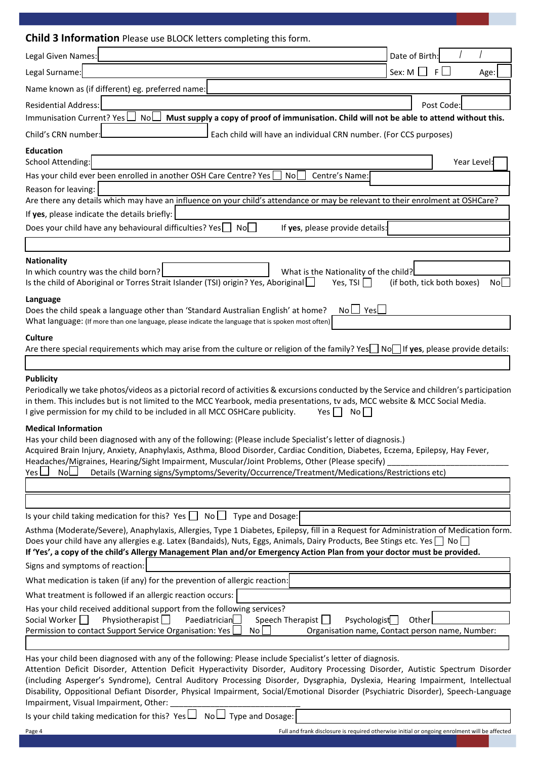## Child 3 Information

Please use BLOCK letters completing this form.

Legal Given Names: ____________________ Date of Birth: / /

Legal Surname: ____________________ Sex: M ☐ F ☐ Age: ____

Name known as (if different) eg. preferred name: ____________________

Residential Address: ____________________ Post Code: ____

Immunisation Current? Yes ☐ No ☐ **Must supply a copy of proof of immunisation. Child will not be able to attend without this.**

Child's CRN number: ____________ Each child will have an individual CRN number. (For CCS purposes)

### Education

School Attending: ____________________ Year Level: ____

Has your child ever been enrolled in another OSH Care Centre? Yes ☐ No ☐ Centre's Name: ____________

Reason for leaving: ____________________

Are there any details which may have an influence on your child's attendance or may be relevant to their enrolment at OSHCare?

If **yes**, please indicate the details briefly: ____________________

Does your child have any behavioural difficulties? Yes ☐ No ☐ If **yes**, please provide details: ____________

### Nationality

In which country was the child born? ____________ What is the Nationality of the child? ____________

Is the child of Aboriginal or Torres Strait Islander (TSI) origin? Yes, Aboriginal ☐ Yes, TSI ☐ (if both, tick both boxes) No ☐

### Language

Does the child speak a language other than 'Standard Australian English' at home? No ☐ Yes ☐

What language: (If more than one language, please indicate the language that is spoken most often) ____________

### Culture

Are there special requirements which may arise from the culture or religion of the family? Yes ☐ No ☐ If **yes**, please provide details:

### Publicity

Periodically we take photos/videos as a pictorial record of activities & excursions conducted by the Service and children's participation in them. This includes but is not limited to the MCC Yearbook, media presentations, tv ads, MCC website & MCC Social Media.

I give permission for my child to be included in all MCC OSHCare publicity. Yes ☐ No ☐

### Medical Information

Has your child been diagnosed with any of the following: (Please include Specialist's letter of diagnosis.)

Acquired Brain Injury, Anxiety, Anaphylaxis, Asthma, Blood Disorder, Cardiac Condition, Diabetes, Eczema, Epilepsy, Hay Fever, Headaches/Migraines, Hearing/Sight Impairment, Muscular/Joint Problems, Other (Please specify) ____________________

Yes ☐ No ☐ Details (Warning signs/Symptoms/Severity/Occurrence/Treatment/Medications/Restrictions etc)

Is your child taking medication for this? Yes ☐ No ☐ Type and Dosage: ____________

Asthma (Moderate/Severe), Anaphylaxis, Allergies, Type 1 Diabetes, Epilepsy, fill in a Request for Administration of Medication form.

Does your child have any allergies e.g. Latex (Bandaids), Nuts, Eggs, Animals, Dairy Products, Bee Stings etc. Yes ☐ No ☐

**If 'Yes', a copy of the child's Allergy Management Plan and/or Emergency Action Plan from your doctor must be provided.**

Signs and symptoms of reaction: ____________________

What medication is taken (if any) for the prevention of allergic reaction: ____________

What treatment is followed if an allergic reaction occurs: ____________

Has your child received additional support from the following services?

Social Worker ☐ Physiotherapist ☐ Paediatrician ☐ Speech Therapist ☐ Psychologist ☐ Other ____________

Permission to contact Support Service Organisation: Yes ☐ No ☐ Organisation name, Contact person name, Number:

Has your child been diagnosed with any of the following: Please include Specialist's letter of diagnosis.

Attention Deficit Disorder, Attention Deficit Hyperactivity Disorder, Auditory Processing Disorder, Autistic Spectrum Disorder (including Asperger's Syndrome), Central Auditory Processing Disorder, Dysgraphia, Dyslexia, Hearing Impairment, Intellectual Disability, Oppositional Defiant Disorder, Physical Impairment, Social/Emotional Disorder (Psychiatric Disorder), Speech-Language Impairment, Visual Impairment, Other: ____________________

Is your child taking medication for this? Yes ☐ No ☐ Type and Dosage: ____________

Full and frank disclosure is required otherwise initial or ongoing enrolment will be affected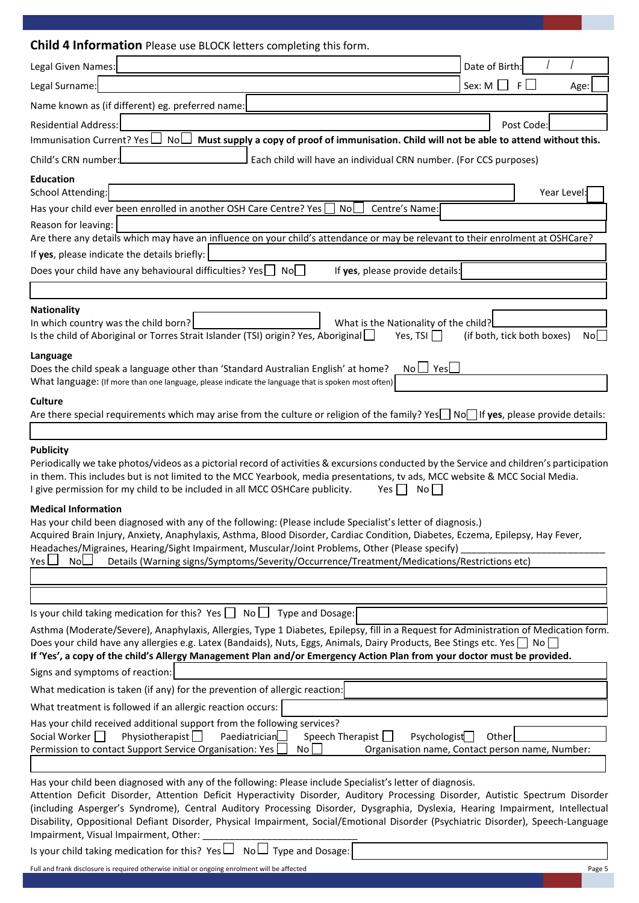## Child 4 Information

Please use BLOCK letters completing this form.

Legal Given Names: ______________________ Date of Birth: ___ / ___ / ___

Legal Surname: ______________________ Sex: M ☐ F ☐ Age: ____

Name known as (if different) eg. preferred name: ______________________

Residential Address: ______________________ Post Code: ______

Immunisation Current? Yes ☐ No ☐ **Must supply a copy of proof of immunisation. Child will not be able to attend without this.**

Child's CRN number: ______________ Each child will have an individual CRN number. (For CCS purposes)

### Education

School Attending: ______________________ Year Level: ____

Has your child ever been enrolled in another OSH Care Centre? Yes ☐ No ☐ Centre's Name: ______________

Reason for leaving: ______________________

Are there any details which may have an influence on your child's attendance or may be relevant to their enrolment at OSHCare?

If **yes**, please indicate the details briefly: ______________________

Does your child have any behavioural difficulties? Yes ☐ No ☐ If **yes**, please provide details: ______________________

______________________

### Nationality

In which country was the child born? ______________ What is the Nationality of the child? ______________

Is the child of Aboriginal or Torres Strait Islander (TSI) origin? Yes, Aboriginal ☐ Yes, TSI ☐ (if both, tick both boxes) No ☐

### Language

Does the child speak a language other than 'Standard Australian English' at home? No ☐ Yes ☐

What language: (If more than one language, please indicate the language that is spoken most often) ______________

### Culture

Are there special requirements which may arise from the culture or religion of the family? Yes ☐ No ☐ If **yes**, please provide details:

______________________

### Publicity

Periodically we take photos/videos as a pictorial record of activities & excursions conducted by the Service and children's participation in them. This includes but is not limited to the MCC Yearbook, media presentations, tv ads, MCC website & MCC Social Media.

I give permission for my child to be included in all MCC OSHCare publicity. Yes ☐ No ☐

### Medical Information

Has your child been diagnosed with any of the following: (Please include Specialist's letter of diagnosis.)

Acquired Brain Injury, Anxiety, Anaphylaxis, Asthma, Blood Disorder, Cardiac Condition, Diabetes, Eczema, Epilepsy, Hay Fever, Headaches/Migraines, Hearing/Sight Impairment, Muscular/Joint Problems, Other (Please specify) ______________

Yes ☐ No ☐ Details (Warning signs/Symptoms/Severity/Occurrence/Treatment/Medications/Restrictions etc)

______________________

______________________

Is your child taking medication for this? Yes ☐ No ☐ Type and Dosage: ______________________

Asthma (Moderate/Severe), Anaphylaxis, Allergies, Type 1 Diabetes, Epilepsy, fill in a Request for Administration of Medication form.

Does your child have any allergies e.g. Latex (Bandaids), Nuts, Eggs, Animals, Dairy Products, Bee Stings etc. Yes ☐ No ☐

**If 'Yes', a copy of the child's Allergy Management Plan and/or Emergency Action Plan from your doctor must be provided.**

Signs and symptoms of reaction: ______________________

What medication is taken (if any) for the prevention of allergic reaction: ______________________

What treatment is followed if an allergic reaction occurs: ______________________

Has your child received additional support from the following services?

Social Worker ☐ Physiotherapist ☐ Paediatrician ☐ Speech Therapist ☐ Psychologist ☐ Other ______________

Permission to contact Support Service Organisation: Yes ☐ No ☐ Organisation name, Contact person name, Number:

______________________

Has your child been diagnosed with any of the following: Please include Specialist's letter of diagnosis.

Attention Deficit Disorder, Attention Deficit Hyperactivity Disorder, Auditory Processing Disorder, Autistic Spectrum Disorder (including Asperger's Syndrome), Central Auditory Processing Disorder, Dysgraphia, Dyslexia, Hearing Impairment, Intellectual Disability, Oppositional Defiant Disorder, Physical Impairment, Social/Emotional Disorder (Psychiatric Disorder), Speech-Language Impairment, Visual Impairment, Other: ______________

Is your child taking medication for this? Yes ☐ No ☐ Type and Dosage: ______________________

Full and frank disclosure is required otherwise initial or ongoing enrolment will be affected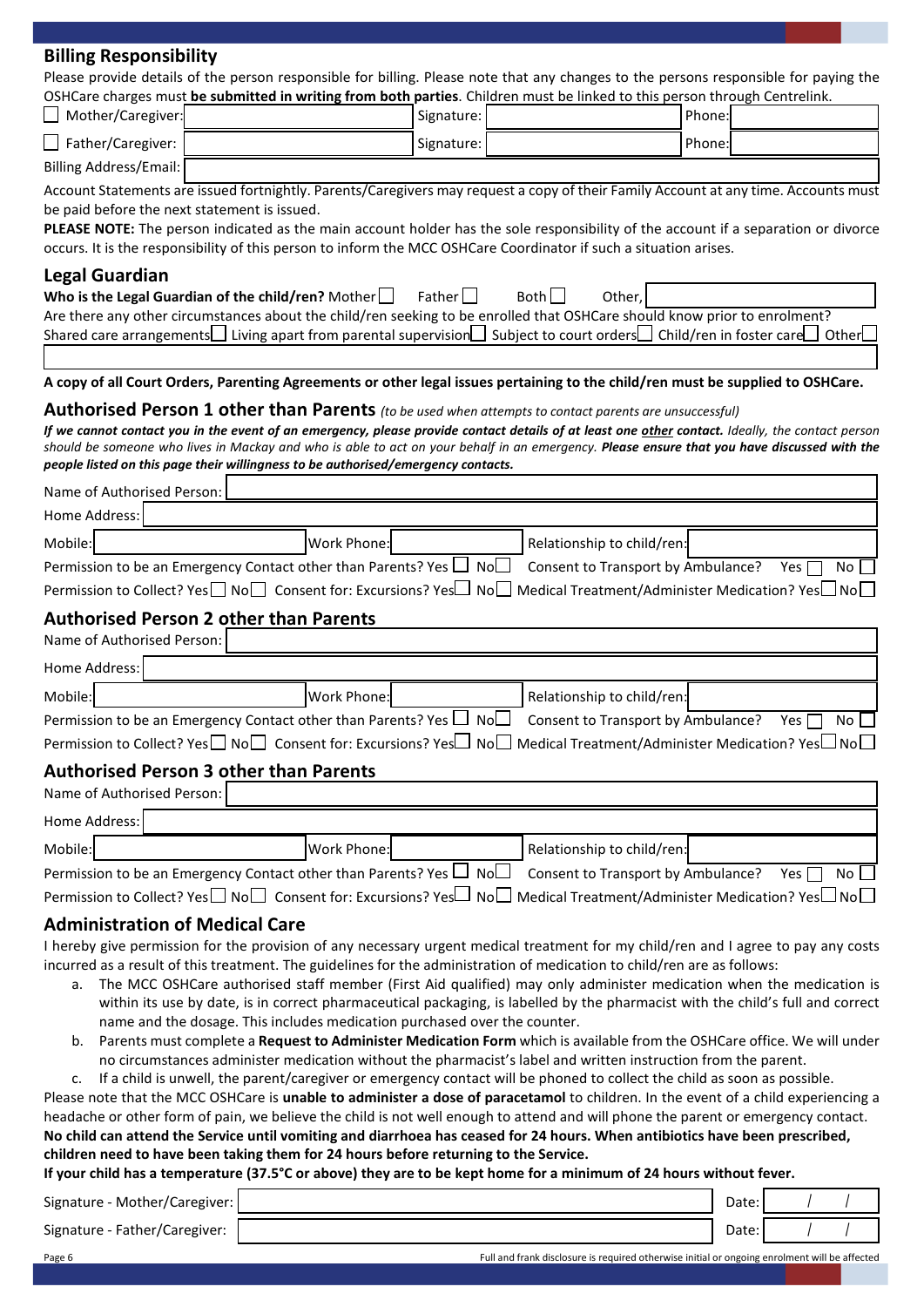## Billing Responsibility

Please provide details of the person responsible for billing. Please note that any changes to the persons responsible for paying the OSHCare charges must **be submitted in writing from both parties**. Children must be linked to this person through Centrelink.

| | | | |
|---|---|---|---|
| ☐ Mother/Caregiver: | | Signature: | Phone: |
| ☐ Father/Caregiver: | | Signature: | Phone: |
| Billing Address/Email: | | | |

Account Statements are issued fortnightly. Parents/Caregivers may request a copy of their Family Account at any time. Accounts must be paid before the next statement is issued.

**PLEASE NOTE:** The person indicated as the main account holder has the sole responsibility of the account if a separation or divorce occurs. It is the responsibility of this person to inform the MCC OSHCare Coordinator if such a situation arises.

## Legal Guardian

**Who is the Legal Guardian of the child/ren?** Mother ☐ Father ☐ Both ☐ Other, \_\_\_\_\_\_\_\_

Are there any other circumstances about the child/ren seeking to be enrolled that OSHCare should know prior to enrolment?

Shared care arrangements ☐ Living apart from parental supervision ☐ Subject to court orders ☐ Child/ren in foster care ☐ Other ☐

**A copy of all Court Orders, Parenting Agreements or other legal issues pertaining to the child/ren must be supplied to OSHCare.**

## Authorised Person 1 other than Parents *(to be used when attempts to contact parents are unsuccessful)*

***If we cannot contact you in the event of an emergency, please provide contact details of at least one other contact.** Ideally, the contact person should be someone who lives in Mackay and who is able to act on your behalf in an emergency. **Please ensure that you have discussed with the people listed on this page their willingness to be authorised/emergency contacts.***

Name of Authorised Person:

Home Address:

Mobile: | Work Phone: | Relationship to child/ren:

Permission to be an Emergency Contact other than Parents? Yes ☐ No ☐ Consent to Transport by Ambulance? Yes ☐ No ☐

Permission to Collect? Yes ☐ No ☐ Consent for: Excursions? Yes ☐ No ☐ Medical Treatment/Administer Medication? Yes ☐ No ☐

## Authorised Person 2 other than Parents

Name of Authorised Person:

Home Address:

Mobile: | Work Phone: | Relationship to child/ren:

Permission to be an Emergency Contact other than Parents? Yes ☐ No ☐ Consent to Transport by Ambulance? Yes ☐ No ☐

Permission to Collect? Yes ☐ No ☐ Consent for: Excursions? Yes ☐ No ☐ Medical Treatment/Administer Medication? Yes ☐ No ☐

## Authorised Person 3 other than Parents

Name of Authorised Person:

Home Address:

Mobile: | Work Phone: | Relationship to child/ren:

Permission to be an Emergency Contact other than Parents? Yes ☐ No ☐ Consent to Transport by Ambulance? Yes ☐ No ☐

Permission to Collect? Yes ☐ No ☐ Consent for: Excursions? Yes ☐ No ☐ Medical Treatment/Administer Medication? Yes ☐ No ☐

## Administration of Medical Care

I hereby give permission for the provision of any necessary urgent medical treatment for my child/ren and I agree to pay any costs incurred as a result of this treatment. The guidelines for the administration of medication to child/ren are as follows:

a. The MCC OSHCare authorised staff member (First Aid qualified) may only administer medication when the medication is within its use by date, is in correct pharmaceutical packaging, is labelled by the pharmacist with the child's full and correct name and the dosage. This includes medication purchased over the counter.
b. Parents must complete a **Request to Administer Medication Form** which is available from the OSHCare office. We will under no circumstances administer medication without the pharmacist's label and written instruction from the parent.
c. If a child is unwell, the parent/caregiver or emergency contact will be phoned to collect the child as soon as possible.

Please note that the MCC OSHCare is **unable to administer a dose of paracetamol** to children. In the event of a child experiencing a headache or other form of pain, we believe the child is not well enough to attend and will phone the parent or emergency contact.

**No child can attend the Service until vomiting and diarrhoea has ceased for 24 hours. When antibiotics have been prescribed, children need to have been taking them for 24 hours before returning to the Service.**

**If your child has a temperature (37.5°C or above) they are to be kept home for a minimum of 24 hours without fever.**

Signature - Mother/Caregiver: \_\_\_\_\_\_\_\_ Date: / /

Signature - Father/Caregiver: \_\_\_\_\_\_\_\_ Date: / /

Full and frank disclosure is required otherwise initial or ongoing enrolment will be affected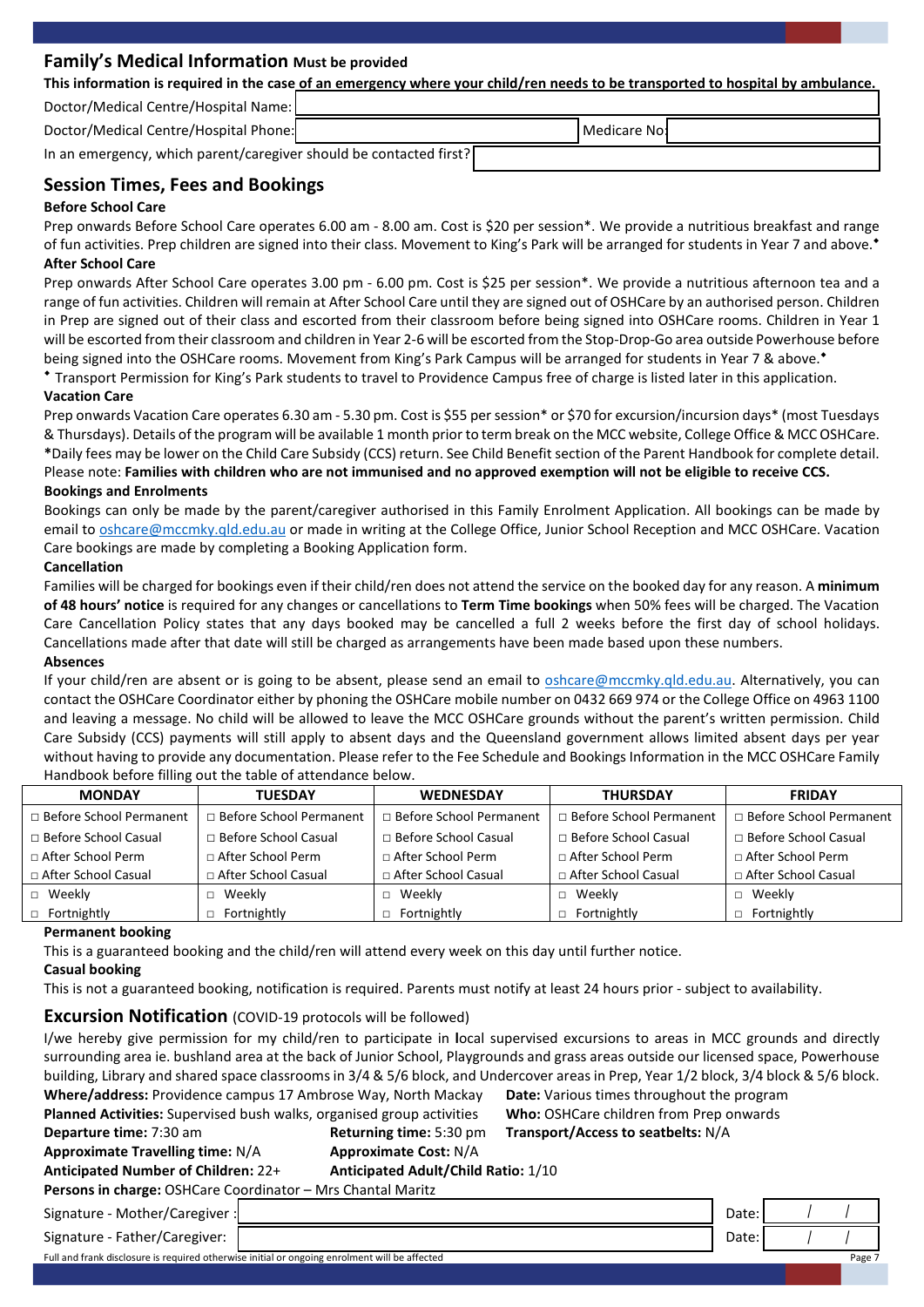## Family's Medical Information Must be provided

**This information is required in the case of an emergency where your child/ren needs to be transported to hospital by ambulance.**

Doctor/Medical Centre/Hospital Name:

Doctor/Medical Centre/Hospital Phone: Medicare No:

In an emergency, which parent/caregiver should be contacted first?

## Session Times, Fees and Bookings

**Before School Care**

Prep onwards Before School Care operates 6.00 am - 8.00 am. Cost is $20 per session*. We provide a nutritious breakfast and range of fun activities. Prep children are signed into their class. Movement to King's Park will be arranged for students in Year 7 and above.◆

**After School Care**

Prep onwards After School Care operates 3.00 pm - 6.00 pm. Cost is $25 per session*. We provide a nutritious afternoon tea and a range of fun activities. Children will remain at After School Care until they are signed out of OSHCare by an authorised person. Children in Prep are signed out of their class and escorted from their classroom before being signed into OSHCare rooms. Children in Year 1 will be escorted from their classroom and children in Year 2-6 will be escorted from the Stop-Drop-Go area outside Powerhouse before being signed into the OSHCare rooms. Movement from King's Park Campus will be arranged for students in Year 7 & above.◆

◆ Transport Permission for King's Park students to travel to Providence Campus free of charge is listed later in this application.

**Vacation Care**

Prep onwards Vacation Care operates 6.30 am - 5.30 pm. Cost is $55 per session* or $70 for excursion/incursion days* (most Tuesdays & Thursdays). Details of the program will be available 1 month prior to term break on the MCC website, College Office & MCC OSHCare.
*Daily fees may be lower on the Child Care Subsidy (CCS) return. See Child Benefit section of the Parent Handbook for complete detail.
Please note: **Families with children who are not immunised and no approved exemption will not be eligible to receive CCS.**

**Bookings and Enrolments**

Bookings can only be made by the parent/caregiver authorised in this Family Enrolment Application. All bookings can be made by email to oshcare@mccmky.qld.edu.au or made in writing at the College Office, Junior School Reception and MCC OSHCare. Vacation Care bookings are made by completing a Booking Application form.

**Cancellation**

Families will be charged for bookings even if their child/ren does not attend the service on the booked day for any reason. A **minimum of 48 hours' notice** is required for any changes or cancellations to **Term Time bookings** when 50% fees will be charged. The Vacation Care Cancellation Policy states that any days booked may be cancelled a full 2 weeks before the first day of school holidays. Cancellations made after that date will still be charged as arrangements have been made based upon these numbers.

**Absences**

If your child/ren are absent or is going to be absent, please send an email to oshcare@mccmky.qld.edu.au. Alternatively, you can contact the OSHCare Coordinator either by phoning the OSHCare mobile number on 0432 669 974 or the College Office on 4963 1100 and leaving a message. No child will be allowed to leave the MCC OSHCare grounds without the parent's written permission. Child Care Subsidy (CCS) payments will still apply to absent days and the Queensland government allows limited absent days per year without having to provide any documentation. Please refer to the Fee Schedule and Bookings Information in the MCC OSHCare Family Handbook before filling out the table of attendance below.

| MONDAY | TUESDAY | WEDNESDAY | THURSDAY | FRIDAY |
|---|---|---|---|---|
| □ Before School Permanent | □ Before School Permanent | □ Before School Permanent | □ Before School Permanent | □ Before School Permanent |
| □ Before School Casual | □ Before School Casual | □ Before School Casual | □ Before School Casual | □ Before School Casual |
| □ After School Perm | □ After School Perm | □ After School Perm | □ After School Perm | □ After School Perm |
| □ After School Casual | □ After School Casual | □ After School Casual | □ After School Casual | □ After School Casual |
| □ Weekly | □ Weekly | □ Weekly | □ Weekly | □ Weekly |
| □ Fortnightly | □ Fortnightly | □ Fortnightly | □ Fortnightly | □ Fortnightly |

**Permanent booking**

This is a guaranteed booking and the child/ren will attend every week on this day until further notice.

**Casual booking**

This is not a guaranteed booking, notification is required. Parents must notify at least 24 hours prior - subject to availability.

## Excursion Notification (COVID-19 protocols will be followed)

I/we hereby give permission for my child/ren to participate in local supervised excursions to areas in MCC grounds and directly surrounding area ie. bushland area at the back of Junior School, Playgrounds and grass areas outside our licensed space, Powerhouse building, Library and shared space classrooms in 3/4 & 5/6 block, and Undercover areas in Prep, Year 1/2 block, 3/4 block & 5/6 block.

**Where/address:** Providence campus 17 Ambrose Way, North Mackay
**Date:** Various times throughout the program
**Planned Activities:** Supervised bush walks, organised group activities
**Who:** OSHCare children from Prep onwards
**Departure time:** 7:30 am
**Returning time:** 5:30 pm
**Transport/Access to seatbelts:** N/A
**Approximate Travelling time:** N/A
**Approximate Cost:** N/A
**Anticipated Number of Children:** 22+
**Anticipated Adult/Child Ratio:** 1/10
**Persons in charge:** OSHCare Coordinator – Mrs Chantal Maritz

Signature - Mother/Caregiver : Date: / /

Signature - Father/Caregiver: Date: / /

Full and frank disclosure is required otherwise initial or ongoing enrolment will be affected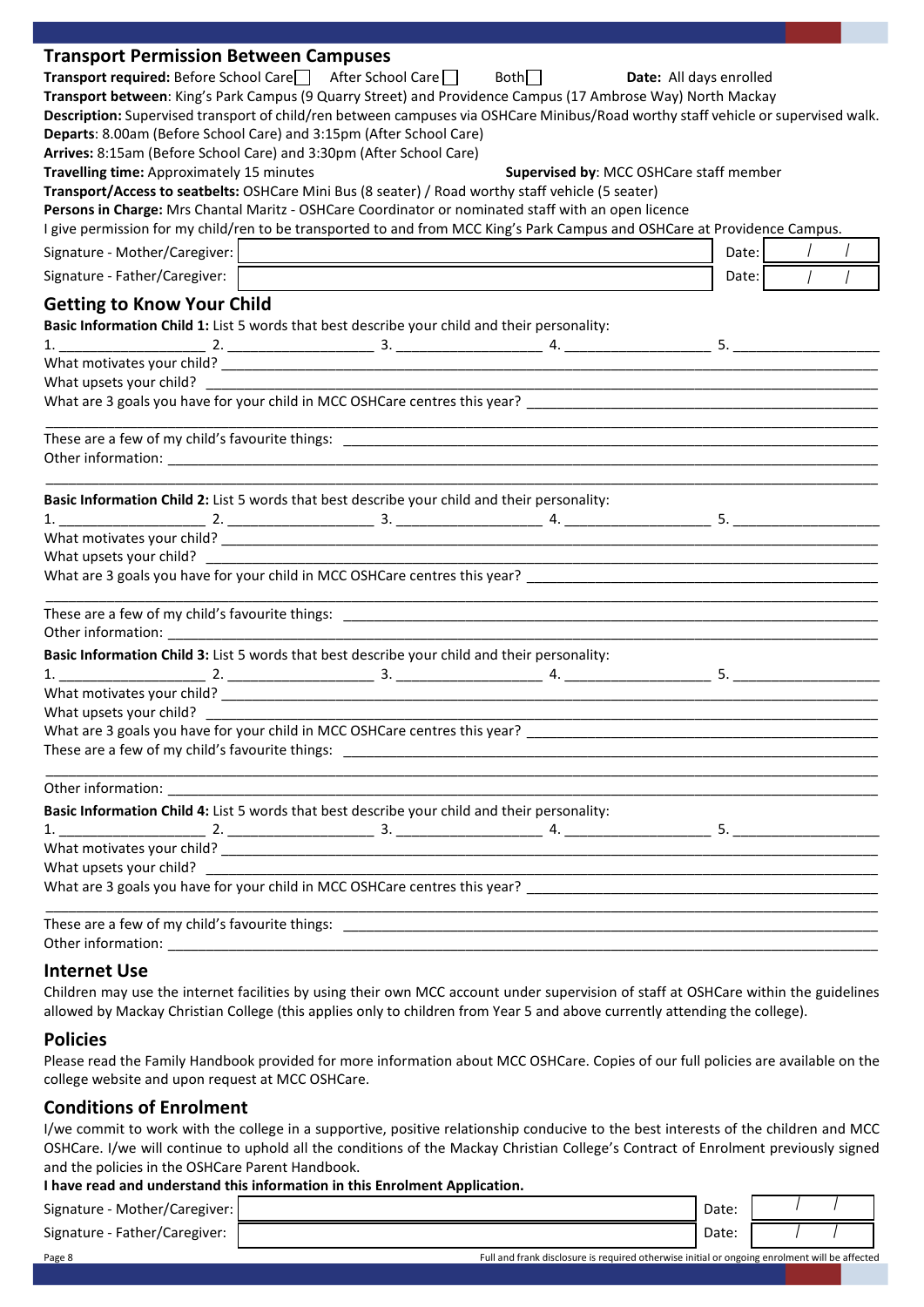## Transport Permission Between Campuses

**Transport required:** Before School Care ☐ After School Care ☐ Both ☐ **Date:** All days enrolled

**Transport between:** King's Park Campus (9 Quarry Street) and Providence Campus (17 Ambrose Way) North Mackay

**Description:** Supervised transport of child/ren between campuses via OSHCare Minibus/Road worthy staff vehicle or supervised walk.

**Departs:** 8.00am (Before School Care) and 3:15pm (After School Care)

**Arrives:** 8:15am (Before School Care) and 3:30pm (After School Care)

**Travelling time:** Approximately 15 minutes **Supervised by:** MCC OSHCare staff member

**Transport/Access to seatbelts:** OSHCare Mini Bus (8 seater) / Road worthy staff vehicle (5 seater)

**Persons in Charge:** Mrs Chantal Maritz - OSHCare Coordinator or nominated staff with an open licence

I give permission for my child/ren to be transported to and from MCC King's Park Campus and OSHCare at Providence Campus.

Signature - Mother/Caregiver: ____________________ Date: / /

Signature - Father/Caregiver: ____________________ Date: / /

## Getting to Know Your Child

**Basic Information Child 1:** List 5 words that best describe your child and their personality:

1. ________ 2. ________ 3. ________ 4. ________ 5. ________

What motivates your child? ____________________

What upsets your child? ____________________

What are 3 goals you have for your child in MCC OSHCare centres this year? ____________________

These are a few of my child's favourite things: ____________________

Other information: ____________________

**Basic Information Child 2:** List 5 words that best describe your child and their personality:

1. ________ 2. ________ 3. ________ 4. ________ 5. ________

What motivates your child? ____________________

What upsets your child? ____________________

What are 3 goals you have for your child in MCC OSHCare centres this year? ____________________

These are a few of my child's favourite things: ____________________

Other information: ____________________

**Basic Information Child 3:** List 5 words that best describe your child and their personality:

1. ________ 2. ________ 3. ________ 4. ________ 5. ________

What motivates your child? ____________________

What upsets your child? ____________________

What are 3 goals you have for your child in MCC OSHCare centres this year? ____________________

These are a few of my child's favourite things: ____________________

Other information: ____________________

**Basic Information Child 4:** List 5 words that best describe your child and their personality:

1. ________ 2. ________ 3. ________ 4. ________ 5. ________

What motivates your child? ____________________

What upsets your child? ____________________

What are 3 goals you have for your child in MCC OSHCare centres this year? ____________________

These are a few of my child's favourite things: ____________________

Other information: ____________________

## Internet Use

Children may use the internet facilities by using their own MCC account under supervision of staff at OSHCare within the guidelines allowed by Mackay Christian College (this applies only to children from Year 5 and above currently attending the college).

## Policies

Please read the Family Handbook provided for more information about MCC OSHCare. Copies of our full policies are available on the college website and upon request at MCC OSHCare.

## Conditions of Enrolment

I/we commit to work with the college in a supportive, positive relationship conducive to the best interests of the children and MCC OSHCare. I/we will continue to uphold all the conditions of the Mackay Christian College's Contract of Enrolment previously signed and the policies in the OSHCare Parent Handbook.

**I have read and understand this information in this Enrolment Application.**

Signature - Mother/Caregiver: ____________________ Date: / /

Signature - Father/Caregiver: ____________________ Date: / /

Full and frank disclosure is required otherwise initial or ongoing enrolment will be affected